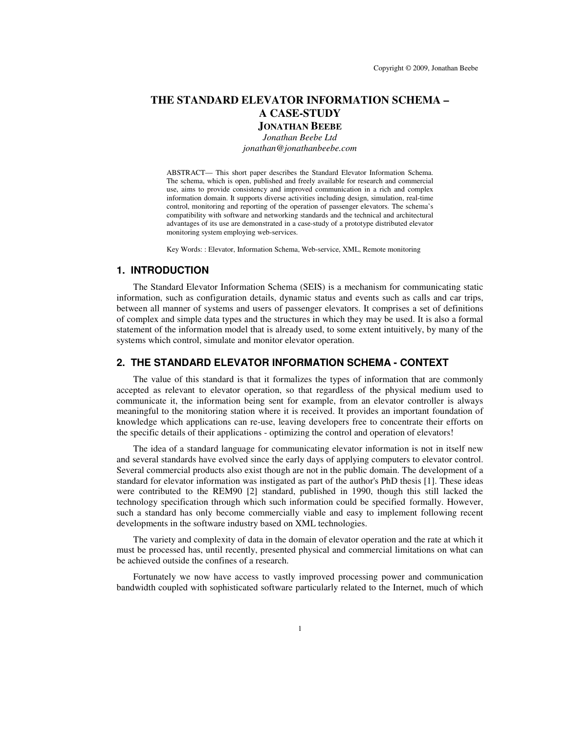Copyright © 2009, Jonathan Beebe

# THE STANDARD ELEVATOR INFORMATION SCHEMA – A CASE-STUDY

**JONATHAN BEEBE**

*Jonathan Beebe Ltd*

*jonathan@jonathanbeebe.com*

ABSTRACT— This short paper describes the Standard Elevator Information Schema. The schema, which is open, published and freely available for research and commercial use, aims to provide consistency and improved communication in a rich and complex information domain. It supports diverse activities including design, simulation, real-time control, monitoring and reporting of the operation of passenger elevators. The schema's compatibility with software and networking standards and the technical and architectural advantages of its use are demonstrated in a case-study of a prototype distributed elevator monitoring system employing web-services.

Key Words: : Elevator, Information Schema, Web-service, XML, Remote monitoring

## 1. INTRODUCTION

The Standard Elevator Information Schema (SEIS) is a mechanism for communicating static information, such as configuration details, dynamic status and events such as calls and car trips, between all manner of systems and users of passenger elevators. It comprises a set of definitions of complex and simple data types and the structures in which they may be used. It is also a formal statement of the information model that is already used, to some extent intuitively, by many of the systems which control, simulate and monitor elevator operation.

## 2. THE STANDARD ELEVATOR INFORMATION SCHEMA - CONTEXT

The value of this standard is that it formalizes the types of information that are commonly accepted as relevant to elevator operation, so that regardless of the physical medium used to communicate it, the information being sent for example, from an elevator controller is always meaningful to the monitoring station where it is received. It provides an important foundation of knowledge which applications can re-use, leaving developers free to concentrate their efforts on the specific details of their applications - optimizing the control and operation of elevators!

The idea of a standard language for communicating elevator information is not in itself new and several standards have evolved since the early days of applying computers to elevator control. Several commercial products also exist though are not in the public domain. The development of a standard for elevator information was instigated as part of the author's PhD thesis [1]. These ideas were contributed to the REM90 [2] standard, published in 1990, though this still lacked the technology specification through which such information could be specified formally. However, such a standard has only become commercially viable and easy to implement following recent developments in the software industry based on XML technologies.

The variety and complexity of data in the domain of elevator operation and the rate at which it must be processed has, until recently, presented physical and commercial limitations on what can be achieved outside the confines of a research.

Fortunately we now have access to vastly improved processing power and communication bandwidth coupled with sophisticated software particularly related to the Internet, much of which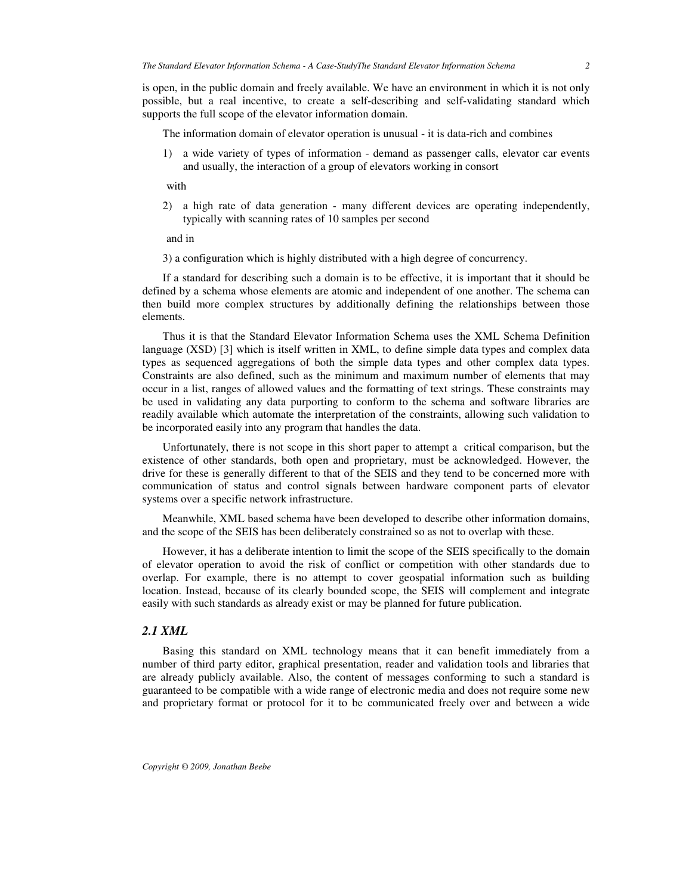is open, in the public domain and freely available. We have an environment in which it is not only possible, but a real incentive, to create a self-describing and self-validating standard which supports the full scope of the elevator information domain.

The information domain of elevator operation is unusual - it is data-rich and combines

1) a wide variety of types of information - demand as passenger calls, elevator car events and usually, the interaction of a group of elevators working in consort

with

2) a high rate of data generation - many different devices are operating independently, typically with scanning rates of 10 samples per second

and in

3) a configuration which is highly distributed with a high degree of concurrency.

If a standard for describing such a domain is to be effective, it is important that it should be defined by a schema whose elements are atomic and independent of one another. The schema can then build more complex structures by additionally defining the relationships between those elements.

Thus it is that the Standard Elevator Information Schema uses the XML Schema Definition language (XSD) [3] which is itself written in XML, to define simple data types and complex data types as sequenced aggregations of both the simple data types and other complex data types. Constraints are also defined, such as the minimum and maximum number of elements that may occur in a list, ranges of allowed values and the formatting of text strings. These constraints may be used in validating any data purporting to conform to the schema and software libraries are readily available which automate the interpretation of the constraints, allowing such validation to be incorporated easily into any program that handles the data.

Unfortunately, there is not scope in this short paper to attempt a critical comparison, but the existence of other standards, both open and proprietary, must be acknowledged. However, the drive for these is generally different to that of the SEIS and they tend to be concerned more with communication of status and control signals between hardware component parts of elevator systems over a specific network infrastructure.

Meanwhile, XML based schema have been developed to describe other information domains, and the scope of the SEIS has been deliberately constrained so as not to overlap with these.

However, it has a deliberate intention to limit the scope of the SEIS specifically to the domain of elevator operation to avoid the risk of conflict or competition with other standards due to overlap. For example, there is no attempt to cover geospatial information such as building location. Instead, because of its clearly bounded scope, the SEIS will complement and integrate easily with such standards as already exist or may be planned for future publication.

### *2.1 XML*

Basing this standard on XML technology means that it can benefit immediately from a number of third party editor, graphical presentation, reader and validation tools and libraries that are already publicly available. Also, the content of messages conforming to such a standard is guaranteed to be compatible with a wide range of electronic media and does not require some new and proprietary format or protocol for it to be communicated freely over and between a wide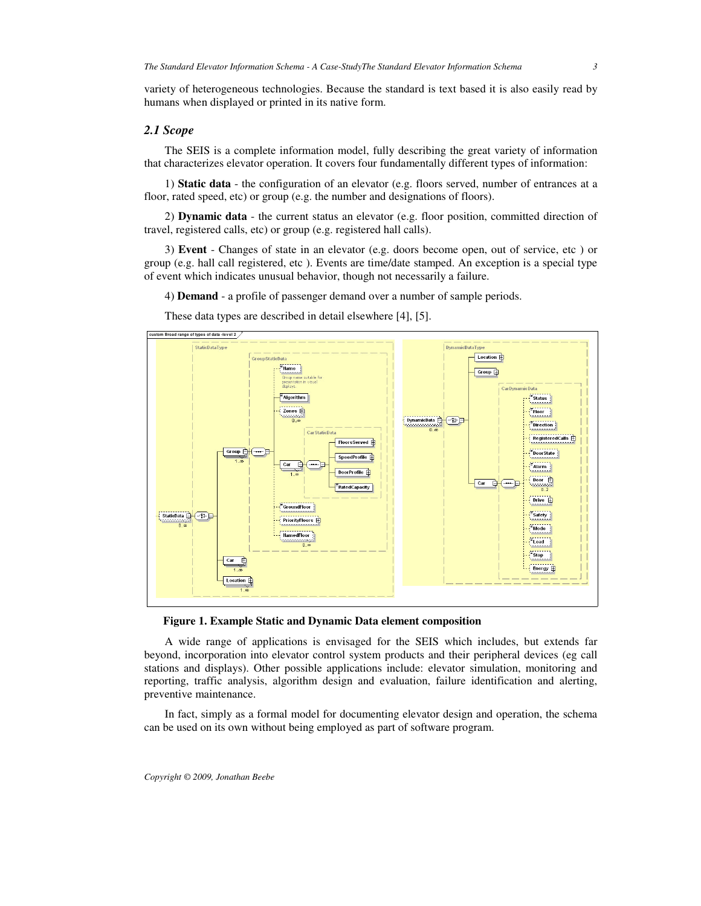variety of heterogeneous technologies. Because the standard is text based it is also easily read by humans when displayed or printed in its native form.

### *2.1 Scope*

The SEIS is a complete information model, fully describing the great variety of information that characterizes elevator operation. It covers four fundamentally different types of information:

1) **Static data** - the configuration of an elevator (e.g. floors served, number of entrances at a floor, rated speed, etc) or group (e.g. the number and designations of floors).

2) **Dynamic data** - the current status an elevator (e.g. floor position, committed direction of travel, registered calls, etc) or group (e.g. registered hall calls).

3) **Event** - Changes of state in an elevator (e.g. doors become open, out of service, etc ) or group (e.g. hall call registered, etc ). Events are time/date stamped. An exception is a special type of event which indicates unusual behavior, though not necessarily a failure.

4) **Demand** - a profile of passenger demand over a number of sample periods.

These data types are described in detail elsewhere [4], [5].

**Figure 1. Example Static and Dynamic Data element composition**

A wide range of applications is envisaged for the SEIS which includes, but extends far beyond, incorporation into elevator control system products and their peripheral devices (eg call stations and displays). Other possible applications include: elevator simulation, monitoring and reporting, traffic analysis, algorithm design and evaluation, failure identification and alerting, preventive maintenance.

In fact, simply as a formal model for documenting elevator design and operation, the schema can be used on its own without being employed as part of software program.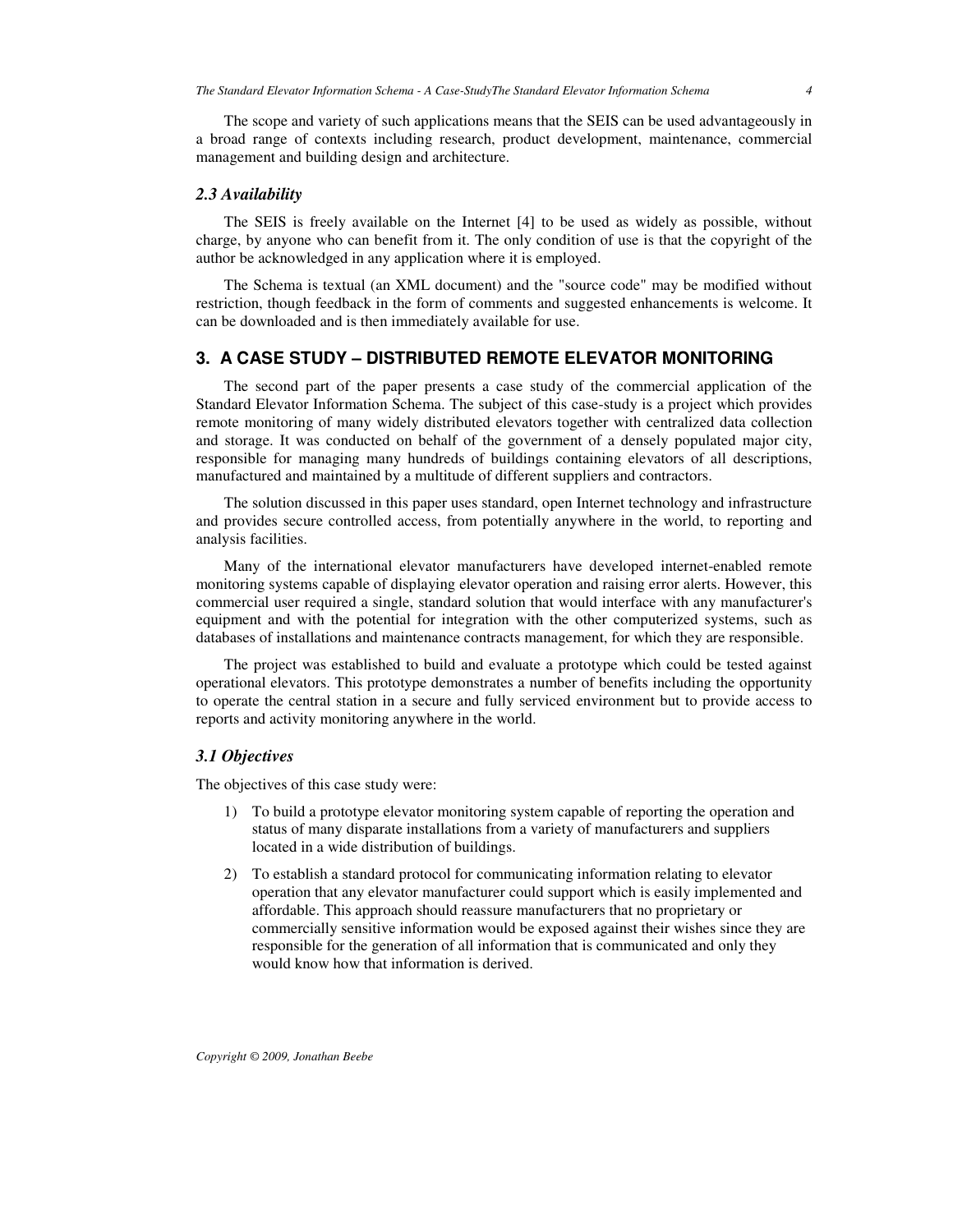The scope and variety of such applications means that the SEIS can be used advantageously in a broad range of contexts including research, product development, maintenance, commercial management and building design and architecture.

### *2.3 Availability*

The SEIS is freely available on the Internet [4] to be used as widely as possible, without charge, by anyone who can benefit from it. The only condition of use is that the copyright of the author be acknowledged in any application where it is employed.

The Schema is textual (an XML document) and the "source code" may be modified without restriction, though feedback in the form of comments and suggested enhancements is welcome. It can be downloaded and is then immediately available for use.

## 3. A CASE STUDY – DISTRIBUTED REMOTE ELEVATOR MONITORING

The second part of the paper presents a case study of the commercial application of the Standard Elevator Information Schema. The subject of this case-study is a project which provides remote monitoring of many widely distributed elevators together with centralized data collection and storage. It was conducted on behalf of the government of a densely populated major city, responsible for managing many hundreds of buildings containing elevators of all descriptions, manufactured and maintained by a multitude of different suppliers and contractors.

The solution discussed in this paper uses standard, open Internet technology and infrastructure and provides secure controlled access, from potentially anywhere in the world, to reporting and analysis facilities.

Many of the international elevator manufacturers have developed internet-enabled remote monitoring systems capable of displaying elevator operation and raising error alerts. However, this commercial user required a single, standard solution that would interface with any manufacturer's equipment and with the potential for integration with the other computerized systems, such as databases of installations and maintenance contracts management, for which they are responsible.

The project was established to build and evaluate a prototype which could be tested against operational elevators. This prototype demonstrates a number of benefits including the opportunity to operate the central station in a secure and fully serviced environment but to provide access to reports and activity monitoring anywhere in the world.

### *3.1 Objectives*

The objectives of this case study were:

1) To build a prototype elevator monitoring system capable of reporting the operation and status of many disparate installations from a variety of manufacturers and suppliers located in a wide distribution of buildings.
2) To establish a standard protocol for communicating information relating to elevator operation that any elevator manufacturer could support which is easily implemented and affordable. This approach should reassure manufacturers that no proprietary or commercially sensitive information would be exposed against their wishes since they are responsible for the generation of all information that is communicated and only they would know how that information is derived.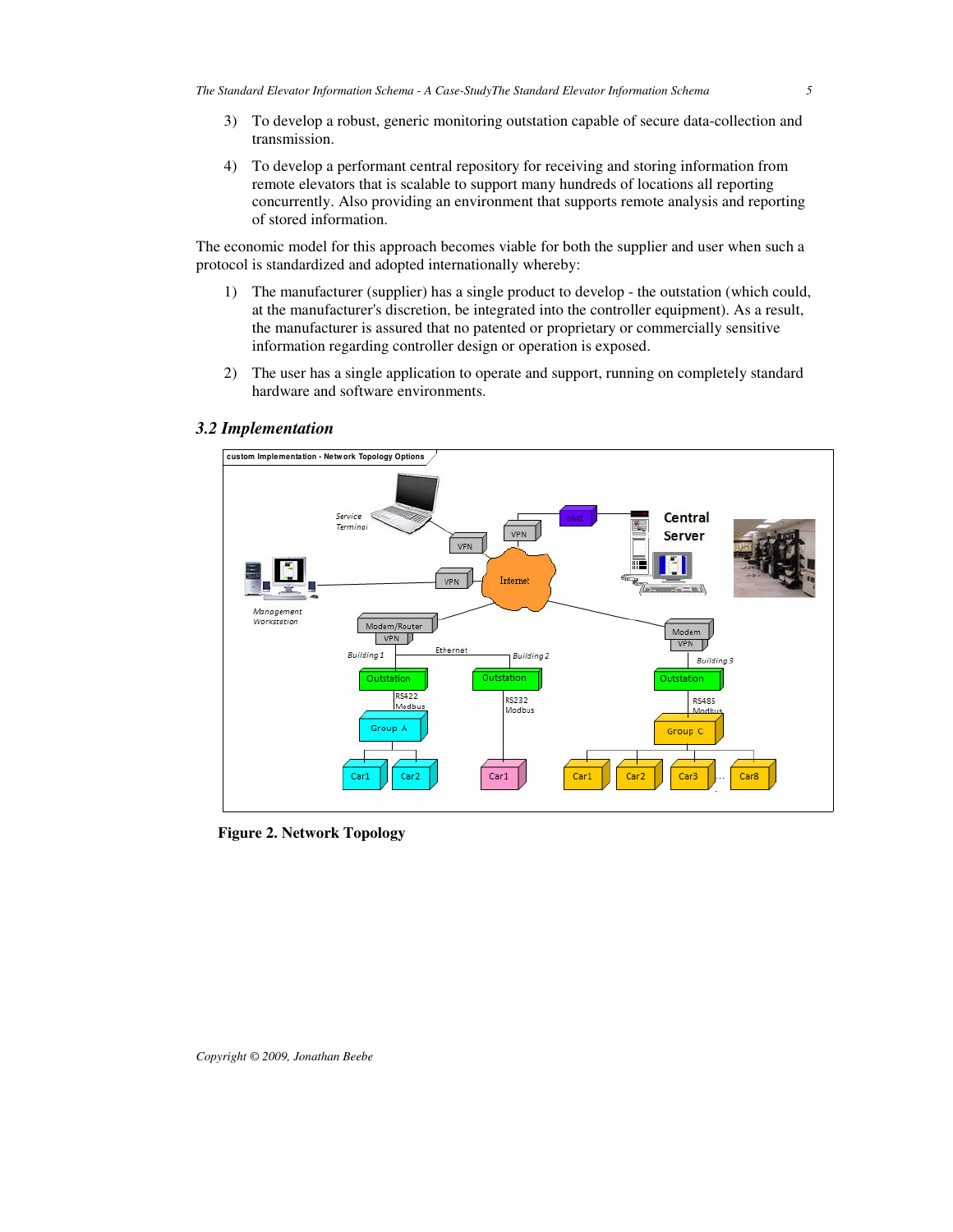3) To develop a robust, generic monitoring outstation capable of secure data-collection and transmission.

4) To develop a performant central repository for receiving and storing information from remote elevators that is scalable to support many hundreds of locations all reporting concurrently. Also providing an environment that supports remote analysis and reporting of stored information.

The economic model for this approach becomes viable for both the supplier and user when such a protocol is standardized and adopted internationally whereby:

1) The manufacturer (supplier) has a single product to develop - the outstation (which could, at the manufacturer's discretion, be integrated into the controller equipment). As a result, the manufacturer is assured that no patented or proprietary or commercially sensitive information regarding controller design or operation is exposed.

2) The user has a single application to operate and support, running on completely standard hardware and software environments.

### *3.2 Implementation*

**Figure 2. Network Topology**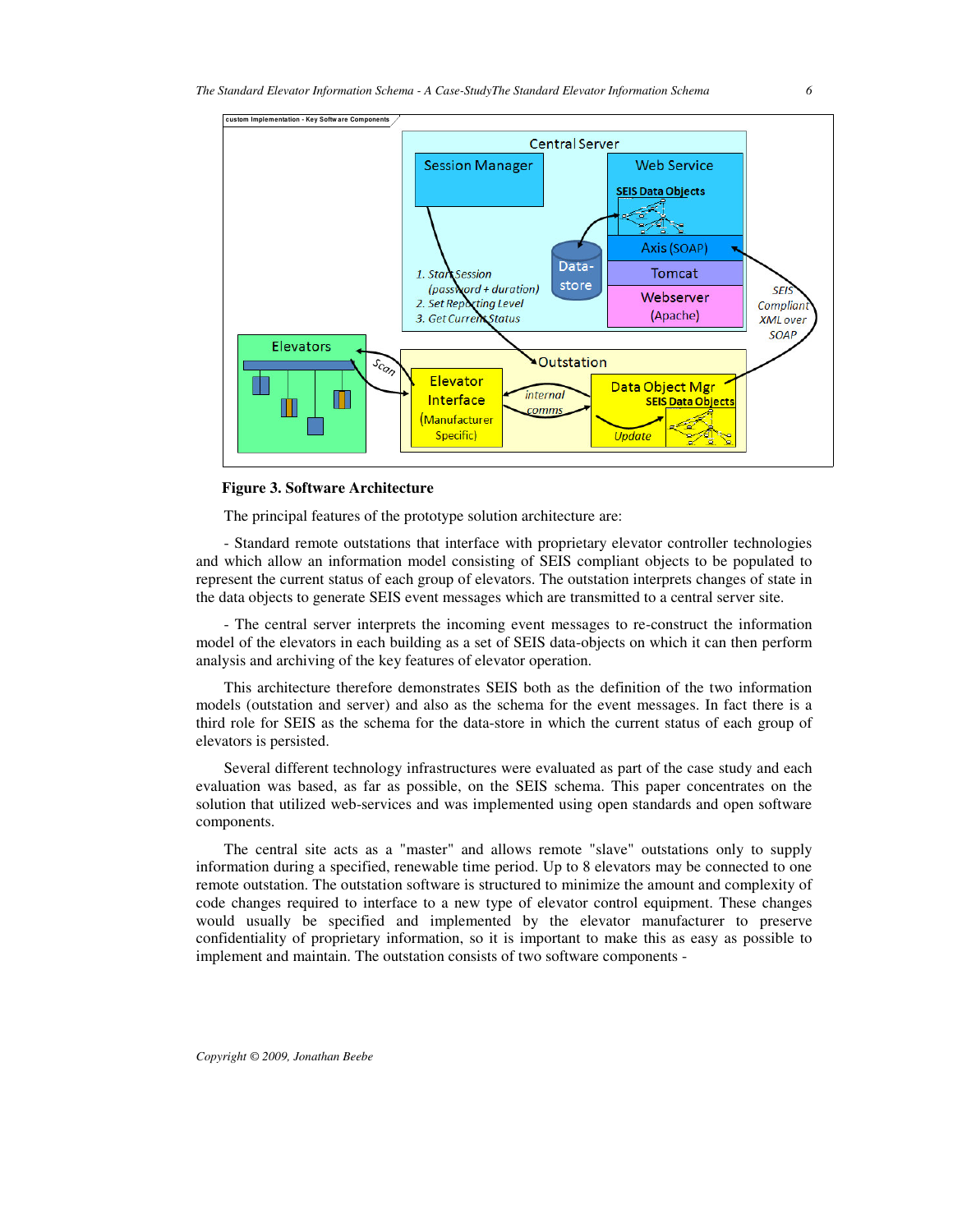**Figure 3. Software Architecture**

The principal features of the prototype solution architecture are:

- Standard remote outstations that interface with proprietary elevator controller technologies and which allow an information model consisting of SEIS compliant objects to be populated to represent the current status of each group of elevators. The outstation interprets changes of state in the data objects to generate SEIS event messages which are transmitted to a central server site.

- The central server interprets the incoming event messages to re-construct the information model of the elevators in each building as a set of SEIS data-objects on which it can then perform analysis and archiving of the key features of elevator operation.

This architecture therefore demonstrates SEIS both as the definition of the two information models (outstation and server) and also as the schema for the event messages. In fact there is a third role for SEIS as the schema for the data-store in which the current status of each group of elevators is persisted.

Several different technology infrastructures were evaluated as part of the case study and each evaluation was based, as far as possible, on the SEIS schema. This paper concentrates on the solution that utilized web-services and was implemented using open standards and open software components.

The central site acts as a "master" and allows remote "slave" outstations only to supply information during a specified, renewable time period. Up to 8 elevators may be connected to one remote outstation. The outstation software is structured to minimize the amount and complexity of code changes required to interface to a new type of elevator control equipment. These changes would usually be specified and implemented by the elevator manufacturer to preserve confidentiality of proprietary information, so it is important to make this as easy as possible to implement and maintain. The outstation consists of two software components -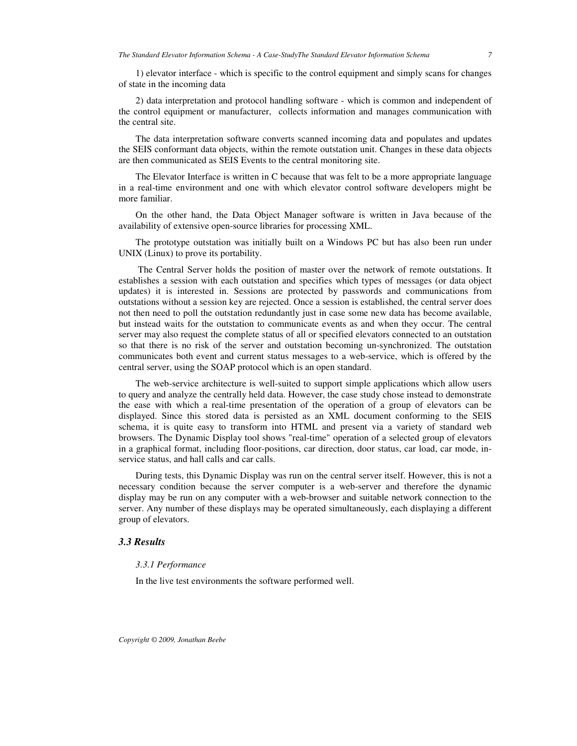1) elevator interface - which is specific to the control equipment and simply scans for changes of state in the incoming data

2) data interpretation and protocol handling software - which is common and independent of the control equipment or manufacturer, collects information and manages communication with the central site.

The data interpretation software converts scanned incoming data and populates and updates the SEIS conformant data objects, within the remote outstation unit. Changes in these data objects are then communicated as SEIS Events to the central monitoring site.

The Elevator Interface is written in C because that was felt to be a more appropriate language in a real-time environment and one with which elevator control software developers might be more familiar.

On the other hand, the Data Object Manager software is written in Java because of the availability of extensive open-source libraries for processing XML.

The prototype outstation was initially built on a Windows PC but has also been run under UNIX (Linux) to prove its portability.

The Central Server holds the position of master over the network of remote outstations. It establishes a session with each outstation and specifies which types of messages (or data object updates) it is interested in. Sessions are protected by passwords and communications from outstations without a session key are rejected. Once a session is established, the central server does not then need to poll the outstation redundantly just in case some new data has become available, but instead waits for the outstation to communicate events as and when they occur. The central server may also request the complete status of all or specified elevators connected to an outstation so that there is no risk of the server and outstation becoming un-synchronized. The outstation communicates both event and current status messages to a web-service, which is offered by the central server, using the SOAP protocol which is an open standard.

The web-service architecture is well-suited to support simple applications which allow users to query and analyze the centrally held data. However, the case study chose instead to demonstrate the ease with which a real-time presentation of the operation of a group of elevators can be displayed. Since this stored data is persisted as an XML document conforming to the SEIS schema, it is quite easy to transform into HTML and present via a variety of standard web browsers. The Dynamic Display tool shows "real-time" operation of a selected group of elevators in a graphical format, including floor-positions, car direction, door status, car load, car mode, in-service status, and hall calls and car calls.

During tests, this Dynamic Display was run on the central server itself. However, this is not a necessary condition because the server computer is a web-server and therefore the dynamic display may be run on any computer with a web-browser and suitable network connection to the server. Any number of these displays may be operated simultaneously, each displaying a different group of elevators.

### *3.3 Results*

#### *3.3.1 Performance*

In the live test environments the software performed well.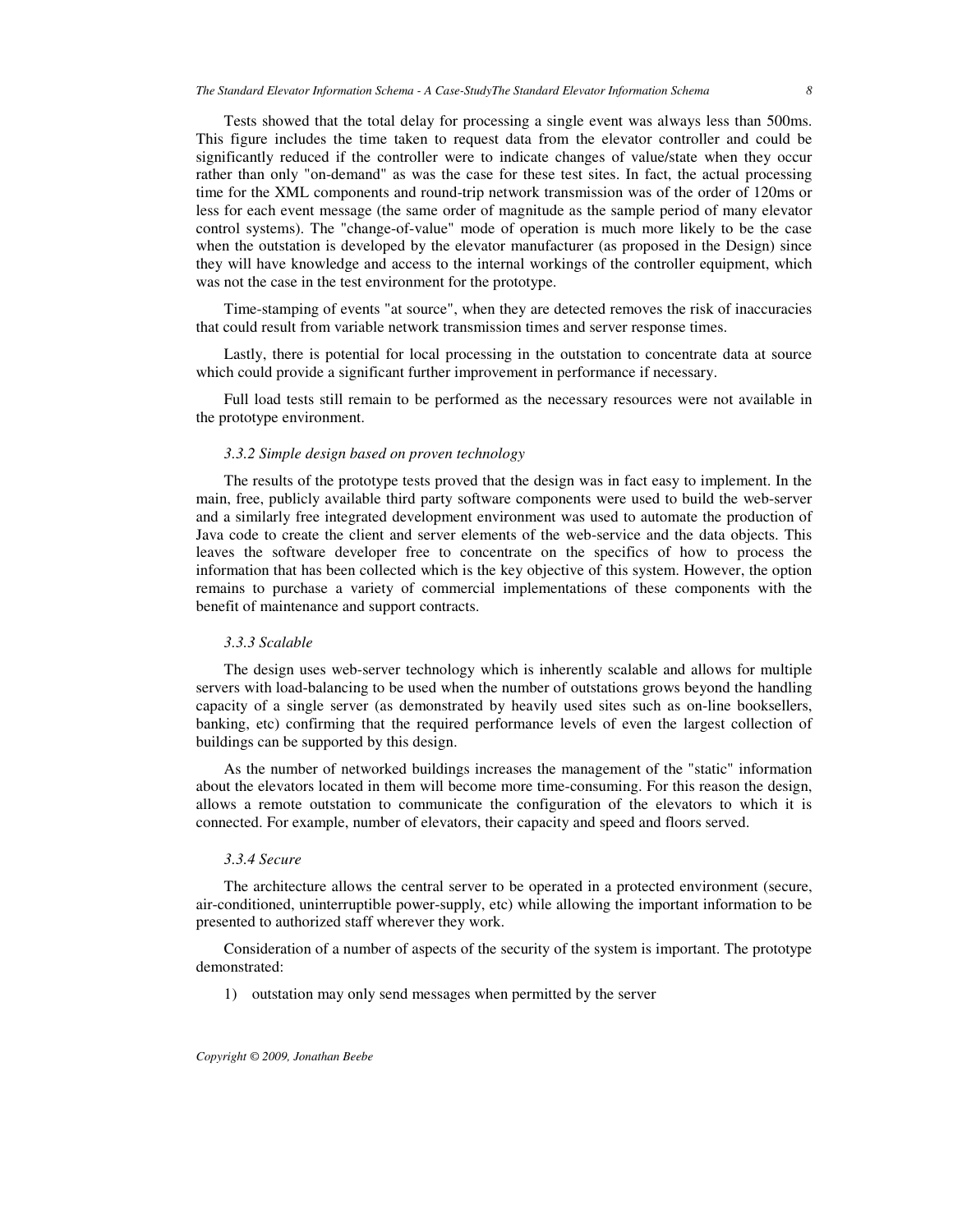Tests showed that the total delay for processing a single event was always less than 500ms. This figure includes the time taken to request data from the elevator controller and could be significantly reduced if the controller were to indicate changes of value/state when they occur rather than only "on-demand" as was the case for these test sites. In fact, the actual processing time for the XML components and round-trip network transmission was of the order of 120ms or less for each event message (the same order of magnitude as the sample period of many elevator control systems). The "change-of-value" mode of operation is much more likely to be the case when the outstation is developed by the elevator manufacturer (as proposed in the Design) since they will have knowledge and access to the internal workings of the controller equipment, which was not the case in the test environment for the prototype.

Time-stamping of events "at source", when they are detected removes the risk of inaccuracies that could result from variable network transmission times and server response times.

Lastly, there is potential for local processing in the outstation to concentrate data at source which could provide a significant further improvement in performance if necessary.

Full load tests still remain to be performed as the necessary resources were not available in the prototype environment.

#### *3.3.2 Simple design based on proven technology*

The results of the prototype tests proved that the design was in fact easy to implement. In the main, free, publicly available third party software components were used to build the web-server and a similarly free integrated development environment was used to automate the production of Java code to create the client and server elements of the web-service and the data objects. This leaves the software developer free to concentrate on the specifics of how to process the information that has been collected which is the key objective of this system. However, the option remains to purchase a variety of commercial implementations of these components with the benefit of maintenance and support contracts.

#### *3.3.3 Scalable*

The design uses web-server technology which is inherently scalable and allows for multiple servers with load-balancing to be used when the number of outstations grows beyond the handling capacity of a single server (as demonstrated by heavily used sites such as on-line booksellers, banking, etc) confirming that the required performance levels of even the largest collection of buildings can be supported by this design.

As the number of networked buildings increases the management of the "static" information about the elevators located in them will become more time-consuming. For this reason the design, allows a remote outstation to communicate the configuration of the elevators to which it is connected. For example, number of elevators, their capacity and speed and floors served.

#### *3.3.4 Secure*

The architecture allows the central server to be operated in a protected environment (secure, air-conditioned, uninterruptible power-supply, etc) while allowing the important information to be presented to authorized staff wherever they work.

Consideration of a number of aspects of the security of the system is important. The prototype demonstrated:

1) outstation may only send messages when permitted by the server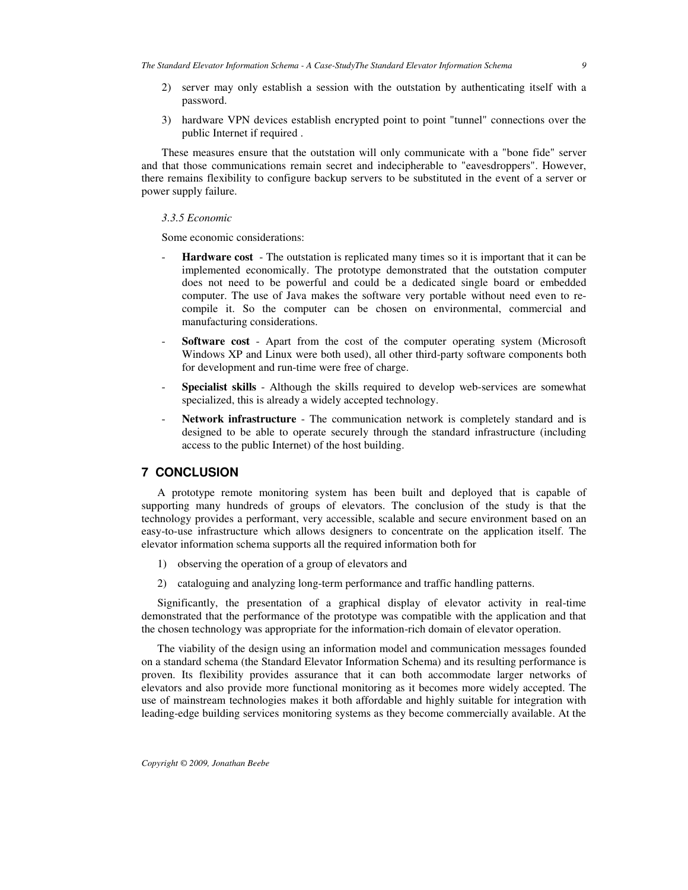2) server may only establish a session with the outstation by authenticating itself with a password.

3) hardware VPN devices establish encrypted point to point "tunnel" connections over the public Internet if required .

These measures ensure that the outstation will only communicate with a "bone fide" server and that those communications remain secret and indecipherable to "eavesdroppers". However, there remains flexibility to configure backup servers to be substituted in the event of a server or power supply failure.

#### *3.3.5 Economic*

Some economic considerations:

- **Hardware cost** - The outstation is replicated many times so it is important that it can be implemented economically. The prototype demonstrated that the outstation computer does not need to be powerful and could be a dedicated single board or embedded computer. The use of Java makes the software very portable without need even to re-compile it. So the computer can be chosen on environmental, commercial and manufacturing considerations.
- **Software cost** - Apart from the cost of the computer operating system (Microsoft Windows XP and Linux were both used), all other third-party software components both for development and run-time were free of charge.
- **Specialist skills** - Although the skills required to develop web-services are somewhat specialized, this is already a widely accepted technology.
- **Network infrastructure** - The communication network is completely standard and is designed to be able to operate securely through the standard infrastructure (including access to the public Internet) of the host building.

## 7 CONCLUSION

A prototype remote monitoring system has been built and deployed that is capable of supporting many hundreds of groups of elevators. The conclusion of the study is that the technology provides a performant, very accessible, scalable and secure environment based on an easy-to-use infrastructure which allows designers to concentrate on the application itself. The elevator information schema supports all the required information both for

1) observing the operation of a group of elevators and

2) cataloguing and analyzing long-term performance and traffic handling patterns.

Significantly, the presentation of a graphical display of elevator activity in real-time demonstrated that the performance of the prototype was compatible with the application and that the chosen technology was appropriate for the information-rich domain of elevator operation.

The viability of the design using an information model and communication messages founded on a standard schema (the Standard Elevator Information Schema) and its resulting performance is proven. Its flexibility provides assurance that it can both accommodate larger networks of elevators and also provide more functional monitoring as it becomes more widely accepted. The use of mainstream technologies makes it both affordable and highly suitable for integration with leading-edge building services monitoring systems as they become commercially available. At the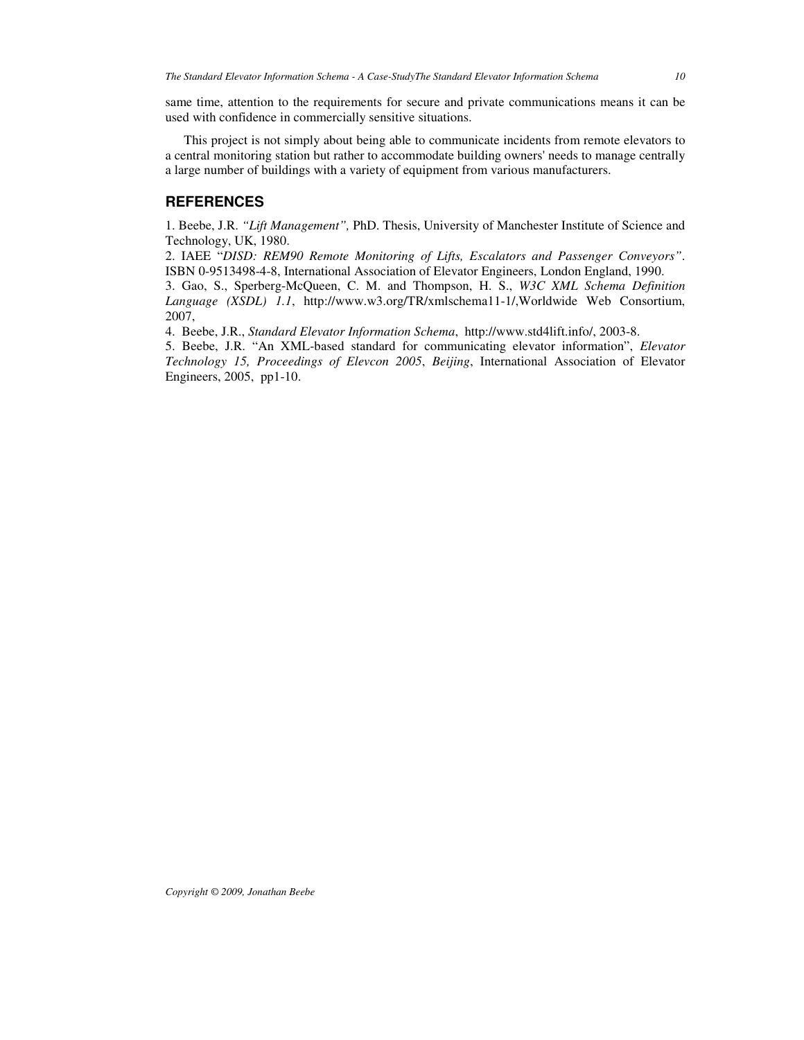same time, attention to the requirements for secure and private communications means it can be used with confidence in commercially sensitive situations.

This project is not simply about being able to communicate incidents from remote elevators to a central monitoring station but rather to accommodate building owners' needs to manage centrally a large number of buildings with a variety of equipment from various manufacturers.

## REFERENCES

1. Beebe, J.R. *"Lift Management",* PhD. Thesis, University of Manchester Institute of Science and Technology, UK, 1980.
2. IAEE "*DISD: REM90 Remote Monitoring of Lifts, Escalators and Passenger Conveyors"*. ISBN 0-9513498-4-8, International Association of Elevator Engineers, London England, 1990.
3. Gao, S., Sperberg-McQueen, C. M. and Thompson, H. S., *W3C XML Schema Definition Language (XSDL) 1.1*, http://www.w3.org/TR/xmlschema11-1/,Worldwide Web Consortium, 2007,
4. Beebe, J.R., *Standard Elevator Information Schema*, http://www.std4lift.info/, 2003-8.
5. Beebe, J.R. "An XML-based standard for communicating elevator information", *Elevator Technology 15, Proceedings of Elevcon 2005*, *Beijing*, International Association of Elevator Engineers, 2005, pp1-10.

*Copyright © 2009, Jonathan Beebe*